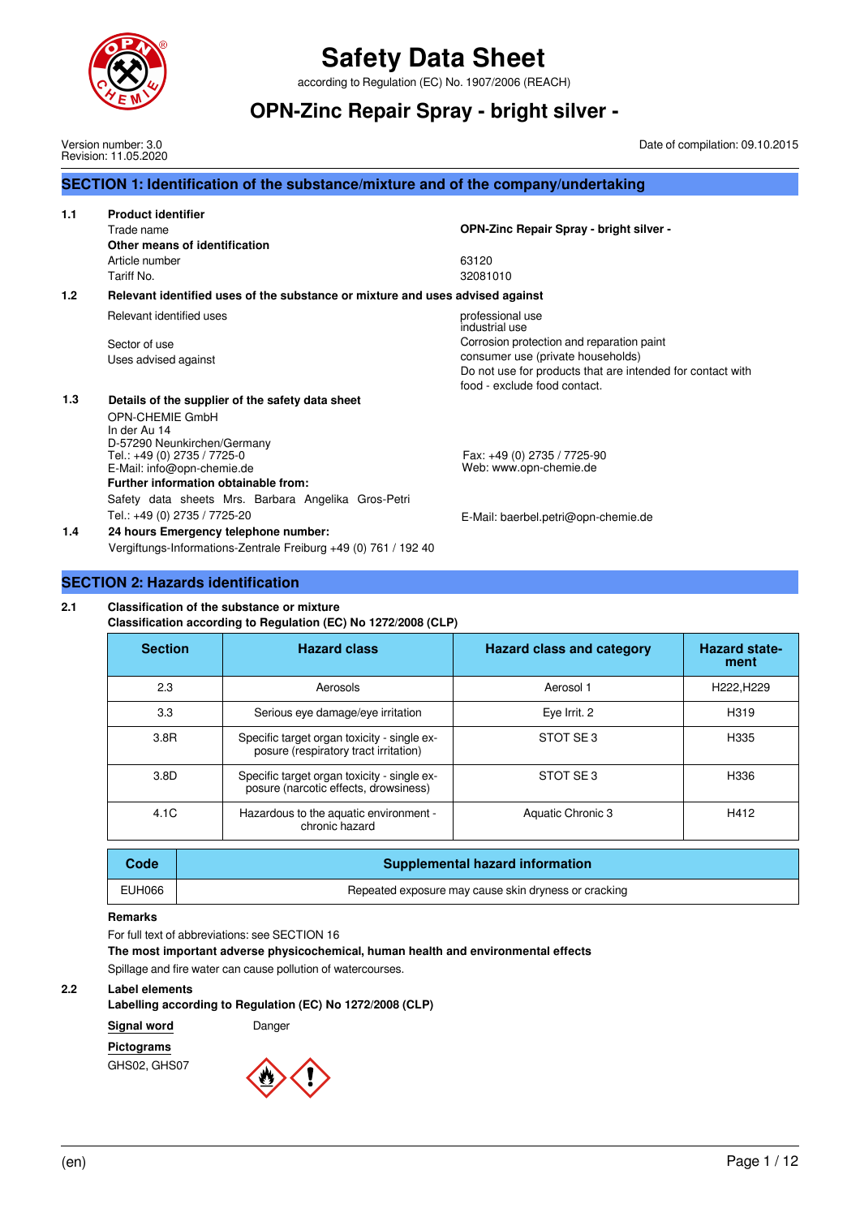# Safety Data Sheet

according to Regulation (EC) No. 1907/2006 (REACH)

## OPN-Zinc Repair Spray - bright silver -

Version number: 3.0
Revision: 11.05.2020

Date of compilation: 09.10.2015

## SECTION 1: Identification of the substance/mixture and of the company/undertaking

**1.1 Product identifier**

| | |
|---|---|
| Trade name | **OPN-Zinc Repair Spray - bright silver -** |
| **Other means of identification** | |
| Article number | 63120 |
| Tariff No. | 32081010 |

**1.2 Relevant identified uses of the substance or mixture and uses advised against**

| | |
|---|---|
| Relevant identified uses | professional use<br>industrial use |
| Sector of use | Corrosion protection and reparation paint |
| Uses advised against | consumer use (private households)<br>Do not use for products that are intended for contact with food - exclude food contact. |

**1.3 Details of the supplier of the safety data sheet**

OPN-CHEMIE GmbH
In der Au 14
D-57290 Neunkirchen/Germany
Tel.: +49 (0) 2735 / 7725-0
E-Mail: info@opn-chemie.de

Fax: +49 (0) 2735 / 7725-90
Web: www.opn-chemie.de

**Further information obtainable from:**

Safety data sheets Mrs. Barbara Angelika Gros-Petri
Tel.: +49 (0) 2735 / 7725-20

E-Mail: baerbel.petri@opn-chemie.de

**1.4 24 hours Emergency telephone number:**

Vergiftungs-Informations-Zentrale Freiburg +49 (0) 761 / 192 40

## SECTION 2: Hazards identification

**2.1 Classification of the substance or mixture**

**Classification according to Regulation (EC) No 1272/2008 (CLP)**

| Section | Hazard class | Hazard class and category | Hazard statement |
|---|---|---|---|
| 2.3 | Aerosols | Aerosol 1 | H222,H229 |
| 3.3 | Serious eye damage/eye irritation | Eye Irrit. 2 | H319 |
| 3.8R | Specific target organ toxicity - single exposure (respiratory tract irritation) | STOT SE 3 | H335 |
| 3.8D | Specific target organ toxicity - single exposure (narcotic effects, drowsiness) | STOT SE 3 | H336 |
| 4.1C | Hazardous to the aquatic environment - chronic hazard | Aquatic Chronic 3 | H412 |

| Code | Supplemental hazard information |
|---|---|
| EUH066 | Repeated exposure may cause skin dryness or cracking |

**Remarks**

For full text of abbreviations: see SECTION 16

**The most important adverse physicochemical, human health and environmental effects**

Spillage and fire water can cause pollution of watercourses.

**2.2 Label elements**

**Labelling according to Regulation (EC) No 1272/2008 (CLP)**

**Signal word** Danger

**Pictograms**

GHS02, GHS07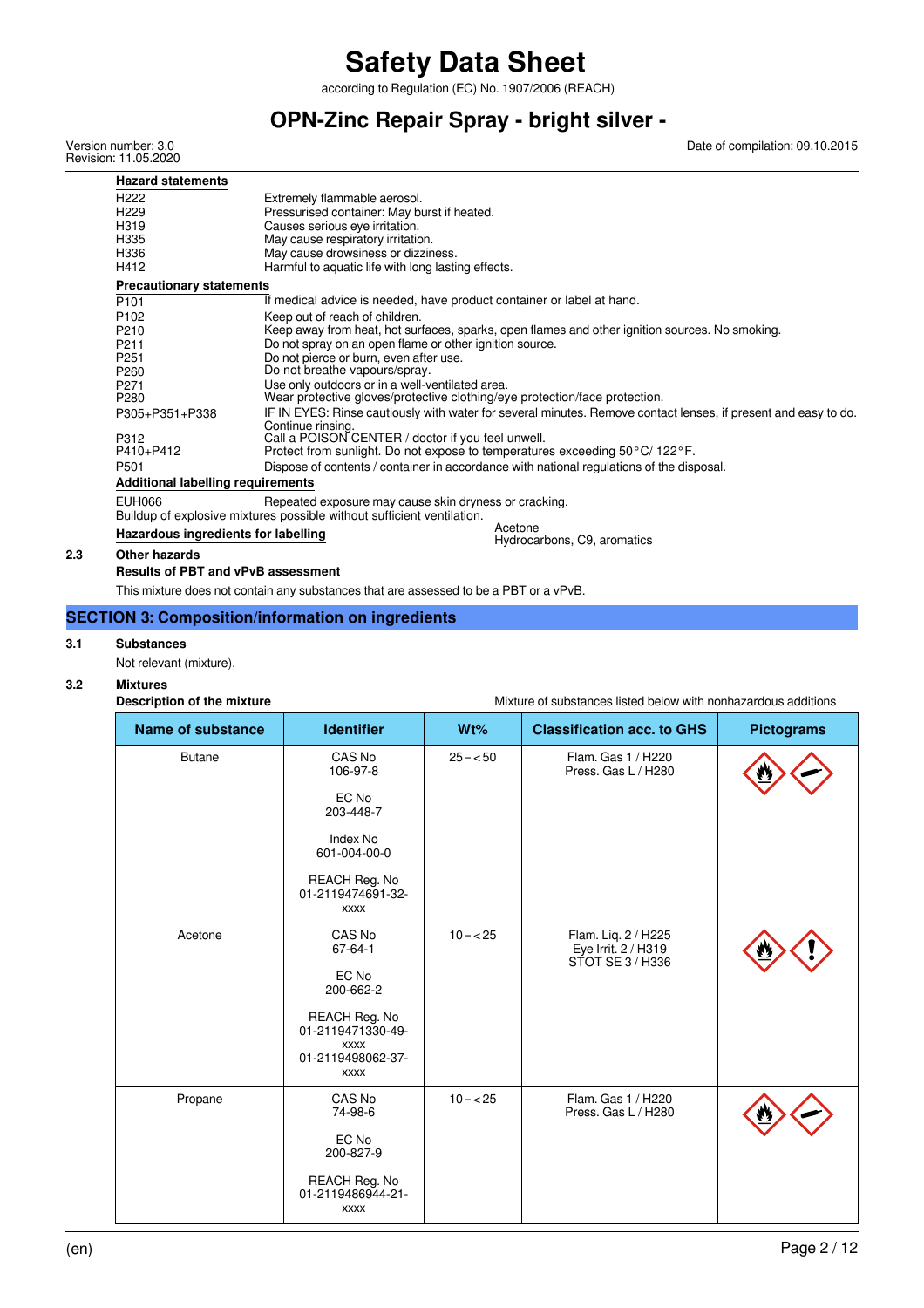**Hazard statements**

| | |
|---|---|
| H222 | Extremely flammable aerosol. |
| H229 | Pressurised container: May burst if heated. |
| H319 | Causes serious eye irritation. |
| H335 | May cause respiratory irritation. |
| H336 | May cause drowsiness or dizziness. |
| H412 | Harmful to aquatic life with long lasting effects. |

**Precautionary statements**

| | |
|---|---|
| P101 | If medical advice is needed, have product container or label at hand. |
| P102 | Keep out of reach of children. |
| P210 | Keep away from heat, hot surfaces, sparks, open flames and other ignition sources. No smoking. |
| P211 | Do not spray on an open flame or other ignition source. |
| P251 | Do not pierce or burn, even after use. |
| P260 | Do not breathe vapours/spray. |
| P271 | Use only outdoors or in a well-ventilated area. |
| P280 | Wear protective gloves/protective clothing/eye protection/face protection. |
| P305+P351+P338 | IF IN EYES: Rinse cautiously with water for several minutes. Remove contact lenses, if present and easy to do. Continue rinsing. |
| P312 | Call a POISON CENTER / doctor if you feel unwell. |
| P410+P412 | Protect from sunlight. Do not expose to temperatures exceeding 50°C/ 122°F. |
| P501 | Dispose of contents / container in accordance with national regulations of the disposal. |

**Additional labelling requirements**

EUH066 Repeated exposure may cause skin dryness or cracking.

Buildup of explosive mixtures possible without sufficient ventilation.

**Hazardous ingredients for labelling**

Acetone
Hydrocarbons, C9, aromatics

### 2.3 Other hazards

**Results of PBT and vPvB assessment**

This mixture does not contain any substances that are assessed to be a PBT or a vPvB.

## SECTION 3: Composition/information on ingredients

### 3.1 Substances

Not relevant (mixture).

### 3.2 Mixtures

**Description of the mixture** Mixture of substances listed below with nonhazardous additions

| Name of substance | Identifier | Wt% | Classification acc. to GHS | Pictograms |
|---|---|---|---|---|
| Butane | CAS No 106-97-8; EC No 203-448-7; Index No 601-004-00-0; REACH Reg. No 01-2119474691-32-xxxx | 25 – < 50 | Flam. Gas 1 / H220; Press. Gas L / H280 | |
| Acetone | CAS No 67-64-1; EC No 200-662-2; REACH Reg. No 01-2119471330-49-xxxx, 01-2119498062-37-xxxx | 10 – < 25 | Flam. Liq. 2 / H225; Eye Irrit. 2 / H319; STOT SE 3 / H336 | |
| Propane | CAS No 74-98-6; EC No 200-827-9; REACH Reg. No 01-2119486944-21-xxxx | 10 – < 25 | Flam. Gas 1 / H220; Press. Gas L / H280 | |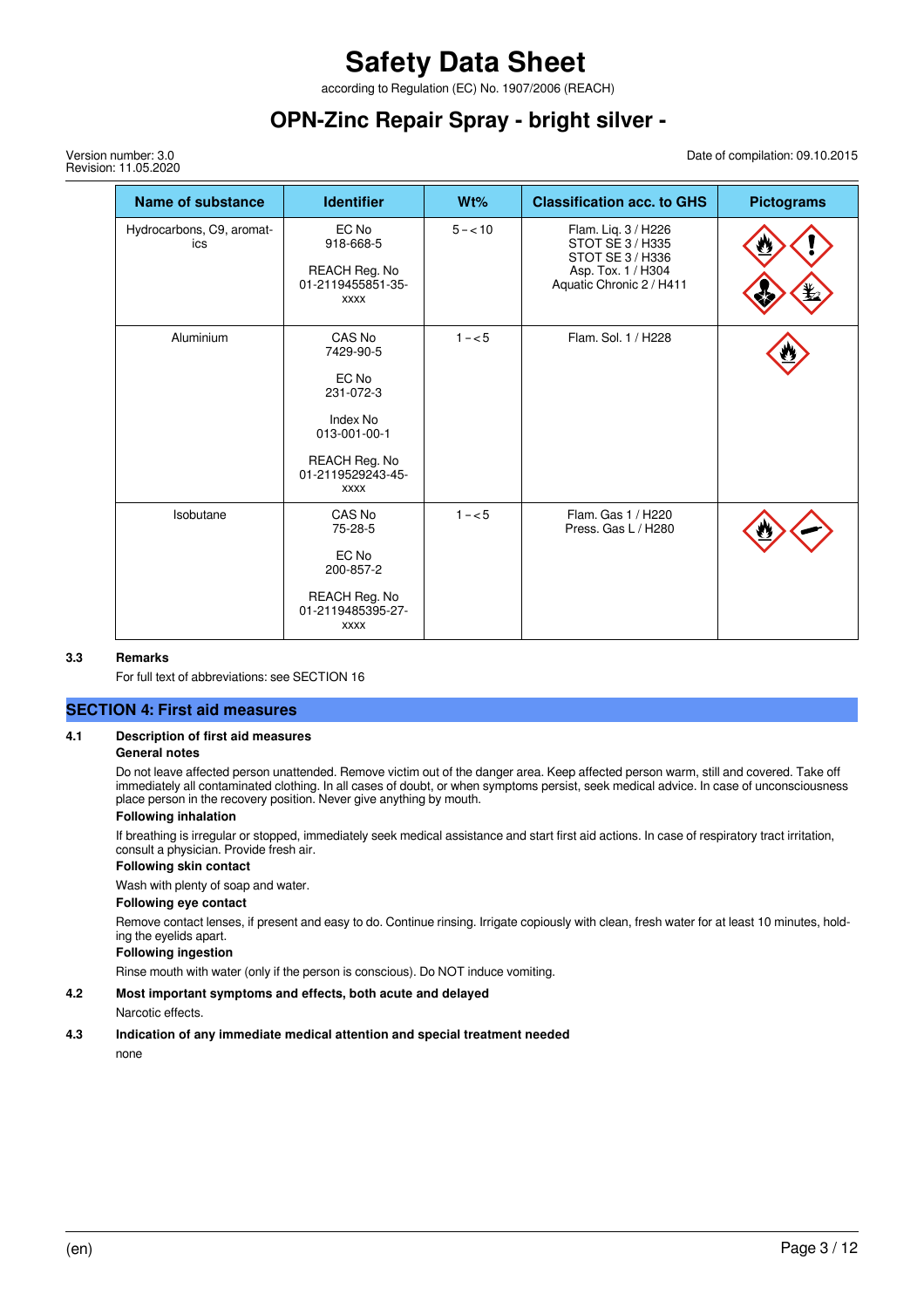| Name of substance | Identifier | Wt% | Classification acc. to GHS | Pictograms |
|---|---|---|---|---|
| Hydrocarbons, C9, aromatics | EC No 918-668-5<br><br>REACH Reg. No 01-2119455851-35-xxxx | 5 – < 10 | Flam. Liq. 3 / H226<br>STOT SE 3 / H335<br>STOT SE 3 / H336<br>Asp. Tox. 1 / H304<br>Aquatic Chronic 2 / H411 | |
| Aluminium | CAS No 7429-90-5<br><br>EC No 231-072-3<br><br>Index No 013-001-00-1<br><br>REACH Reg. No 01-2119529243-45-xxxx | 1 – < 5 | Flam. Sol. 1 / H228 | |
| Isobutane | CAS No 75-28-5<br><br>EC No 200-857-2<br><br>REACH Reg. No 01-2119485395-27-xxxx | 1 – < 5 | Flam. Gas 1 / H220<br>Press. Gas L / H280 | |

**3.3 Remarks**

For full text of abbreviations: see SECTION 16

## SECTION 4: First aid measures

**4.1 Description of first aid measures**

**General notes**

Do not leave affected person unattended. Remove victim out of the danger area. Keep affected person warm, still and covered. Take off immediately all contaminated clothing. In all cases of doubt, or when symptoms persist, seek medical advice. In case of unconsciousness place person in the recovery position. Never give anything by mouth.

**Following inhalation**

If breathing is irregular or stopped, immediately seek medical assistance and start first aid actions. In case of respiratory tract irritation, consult a physician. Provide fresh air.

**Following skin contact**

Wash with plenty of soap and water.

**Following eye contact**

Remove contact lenses, if present and easy to do. Continue rinsing. Irrigate copiously with clean, fresh water for at least 10 minutes, holding the eyelids apart.

**Following ingestion**

Rinse mouth with water (only if the person is conscious). Do NOT induce vomiting.

**4.2 Most important symptoms and effects, both acute and delayed**

Narcotic effects.

**4.3 Indication of any immediate medical attention and special treatment needed**

none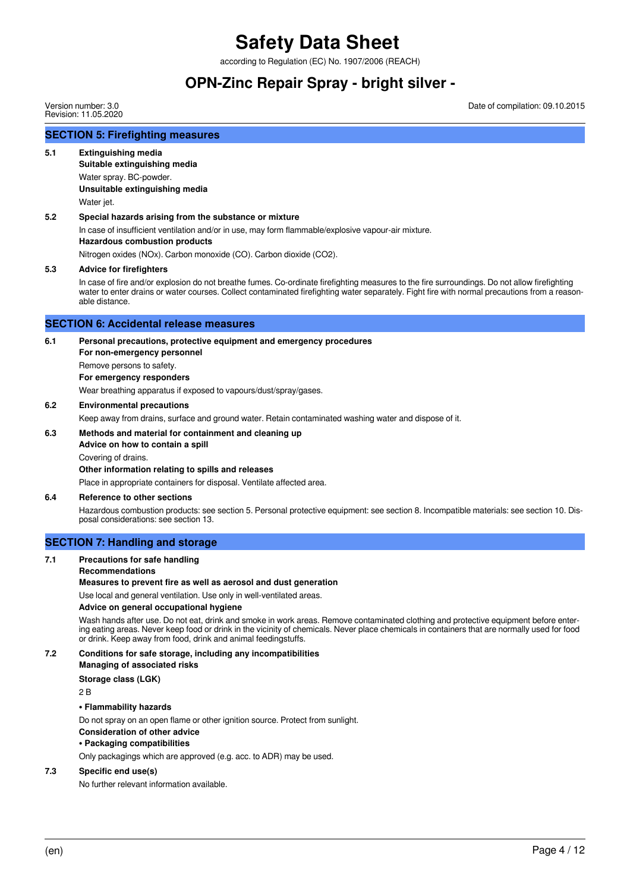## SECTION 5: Firefighting measures

**5.1 Extinguishing media**

**Suitable extinguishing media**

Water spray. BC-powder.

**Unsuitable extinguishing media**

Water jet.

**5.2 Special hazards arising from the substance or mixture**

In case of insufficient ventilation and/or in use, may form flammable/explosive vapour-air mixture.

**Hazardous combustion products**

Nitrogen oxides (NOx). Carbon monoxide (CO). Carbon dioxide ($CO_2$).

**5.3 Advice for firefighters**

In case of fire and/or explosion do not breathe fumes. Co-ordinate firefighting measures to the fire surroundings. Do not allow firefighting water to enter drains or water courses. Collect contaminated firefighting water separately. Fight fire with normal precautions from a reasonable distance.

## SECTION 6: Accidental release measures

**6.1 Personal precautions, protective equipment and emergency procedures**

**For non-emergency personnel**

Remove persons to safety.

**For emergency responders**

Wear breathing apparatus if exposed to vapours/dust/spray/gases.

**6.2 Environmental precautions**

Keep away from drains, surface and ground water. Retain contaminated washing water and dispose of it.

**6.3 Methods and material for containment and cleaning up**

**Advice on how to contain a spill**

Covering of drains.

**Other information relating to spills and releases**

Place in appropriate containers for disposal. Ventilate affected area.

**6.4 Reference to other sections**

Hazardous combustion products: see section 5. Personal protective equipment: see section 8. Incompatible materials: see section 10. Disposal considerations: see section 13.

## SECTION 7: Handling and storage

**7.1 Precautions for safe handling**

**Recommendations**

**Measures to prevent fire as well as aerosol and dust generation**

Use local and general ventilation. Use only in well-ventilated areas.

**Advice on general occupational hygiene**

Wash hands after use. Do not eat, drink and smoke in work areas. Remove contaminated clothing and protective equipment before entering eating areas. Never keep food or drink in the vicinity of chemicals. Never place chemicals in containers that are normally used for food or drink. Keep away from food, drink and animal feedingstuffs.

**7.2 Conditions for safe storage, including any incompatibilities**

**Managing of associated risks**

**Storage class (LGK)**

2 B

**• Flammability hazards**

Do not spray on an open flame or other ignition source. Protect from sunlight.

**Consideration of other advice**

**• Packaging compatibilities**

Only packagings which are approved (e.g. acc. to ADR) may be used.

**7.3 Specific end use(s)**

No further relevant information available.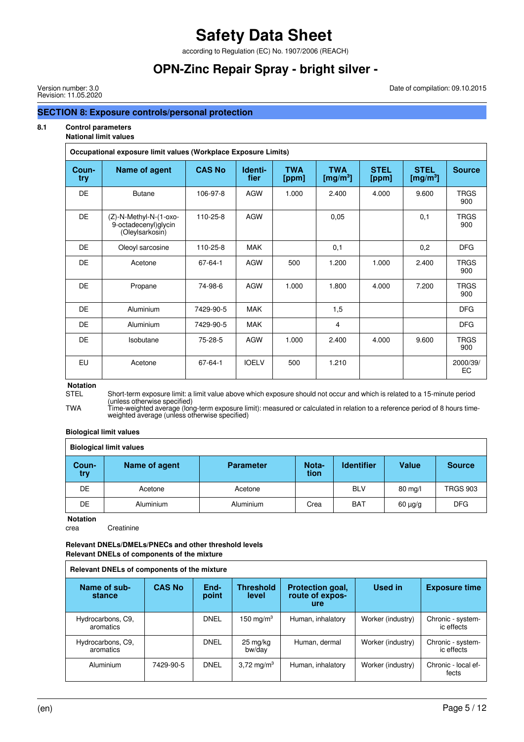## SECTION 8: Exposure controls/personal protection

### 8.1 Control parameters

**National limit values**

**Occupational exposure limit values (Workplace Exposure Limits)**

| Country | Name of agent | CAS No | Identifier | TWA [ppm] | TWA [mg/m³] | STEL [ppm] | STEL [mg/m³] | Source |
|---|---|---|---|---|---|---|---|---|
| DE | Butane | 106-97-8 | AGW | 1.000 | 2.400 | 4.000 | 9.600 | TRGS 900 |
| DE | (Z)-N-Methyl-N-(1-oxo-9-octadecenyl)glycin (Oleylsarkosin) | 110-25-8 | AGW | | 0,05 | | 0,1 | TRGS 900 |
| DE | Oleoyl sarcosine | 110-25-8 | MAK | | 0,1 | | 0,2 | DFG |
| DE | Acetone | 67-64-1 | AGW | 500 | 1.200 | 1.000 | 2.400 | TRGS 900 |
| DE | Propane | 74-98-6 | AGW | 1.000 | 1.800 | 4.000 | 7.200 | TRGS 900 |
| DE | Aluminium | 7429-90-5 | MAK | | 1,5 | | | DFG |
| DE | Aluminium | 7429-90-5 | MAK | | 4 | | | DFG |
| DE | Isobutane | 75-28-5 | AGW | 1.000 | 2.400 | 4.000 | 9.600 | TRGS 900 |
| EU | Acetone | 67-64-1 | IOELV | 500 | 1.210 | | | 2000/39/EC |

**Notation**

STEL Short-term exposure limit: a limit value above which exposure should not occur and which is related to a 15-minute period (unless otherwise specified)

TWA Time-weighted average (long-term exposure limit): measured or calculated in relation to a reference period of 8 hours time-weighted average (unless otherwise specified)

**Biological limit values**

**Biological limit values**

| Country | Name of agent | Parameter | Notation | Identifier | Value | Source |
|---|---|---|---|---|---|---|
| DE | Acetone | Acetone | | BLV | 80 mg/l | TRGS 903 |
| DE | Aluminium | Aluminium | Crea | BAT | 60 µg/g | DFG |

**Notation**

crea Creatinine

**Relevant DNELs/DMELs/PNECs and other threshold levels**

**Relevant DNELs of components of the mixture**

**Relevant DNELs of components of the mixture**

| Name of substance | CAS No | Endpoint | Threshold level | Protection goal, route of exposure | Used in | Exposure time |
|---|---|---|---|---|---|---|
| Hydrocarbons, C9, aromatics | | DNEL | 150 mg/m³ | Human, inhalatory | Worker (industry) | Chronic - systemic effects |
| Hydrocarbons, C9, aromatics | | DNEL | 25 mg/kg bw/day | Human, dermal | Worker (industry) | Chronic - systemic effects |
| Aluminium | 7429-90-5 | DNEL | 3,72 mg/m³ | Human, inhalatory | Worker (industry) | Chronic - local effects |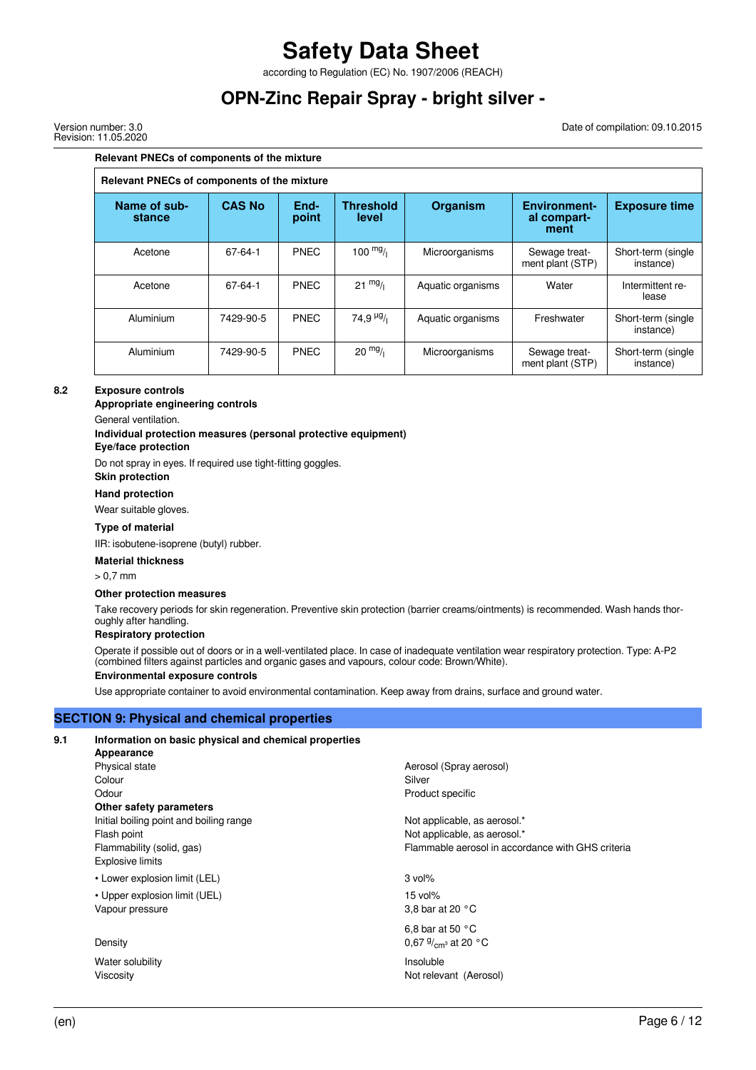**Relevant PNECs of components of the mixture**

| Relevant PNECs of components of the mixture | | | | | | |
|---|---|---|---|---|---|---|
| **Name of substance** | **CAS No** | **Endpoint** | **Threshold level** | **Organism** | **Environmental compartment** | **Exposure time** |
| Acetone | 67-64-1 | PNEC | 100 $^{mg}/_{l}$ | Microorganisms | Sewage treatment plant (STP) | Short-term (single instance) |
| Acetone | 67-64-1 | PNEC | 21 $^{mg}/_{l}$ | Aquatic organisms | Water | Intermittent release |
| Aluminium | 7429-90-5 | PNEC | 74,9 $^{µg}/_{l}$ | Aquatic organisms | Freshwater | Short-term (single instance) |
| Aluminium | 7429-90-5 | PNEC | 20 $^{mg}/_{l}$ | Microorganisms | Sewage treatment plant (STP) | Short-term (single instance) |

**8.2 Exposure controls**

**Appropriate engineering controls**

General ventilation.

**Individual protection measures (personal protective equipment)**

**Eye/face protection**

Do not spray in eyes. If required use tight-fitting goggles.

**Skin protection**

**Hand protection**

Wear suitable gloves.

**Type of material**

IIR: isobutene-isoprene (butyl) rubber.

**Material thickness**

> 0,7 mm

**Other protection measures**

Take recovery periods for skin regeneration. Preventive skin protection (barrier creams/ointments) is recommended. Wash hands thoroughly after handling.

**Respiratory protection**

Operate if possible out of doors or in a well-ventilated place. In case of inadequate ventilation wear respiratory protection. Type: A-P2 (combined filters against particles and organic gases and vapours, colour code: Brown/White).

**Environmental exposure controls**

Use appropriate container to avoid environmental contamination. Keep away from drains, surface and ground water.

## SECTION 9: Physical and chemical properties

**9.1 Information on basic physical and chemical properties**

**Appearance**

| | |
|---|---|
| Physical state | Aerosol (Spray aerosol) |
| Colour | Silver |
| Odour | Product specific |

**Other safety parameters**

| | |
|---|---|
| Initial boiling point and boiling range | Not applicable, as aerosol.* |
| Flash point | Not applicable, as aerosol.* |
| Flammability (solid, gas) | Flammable aerosol in accordance with GHS criteria |
| Explosive limits | |
| • Lower explosion limit (LEL) | 3 vol% |
| • Upper explosion limit (UEL) | 15 vol% |
| Vapour pressure | 3,8 bar at 20 °C |
| | 6,8 bar at 50 °C |
| Density | 0,67 $^{g}/_{cm^3}$ at 20 °C |
| Water solubility | Insoluble |
| Viscosity | Not relevant (Aerosol) |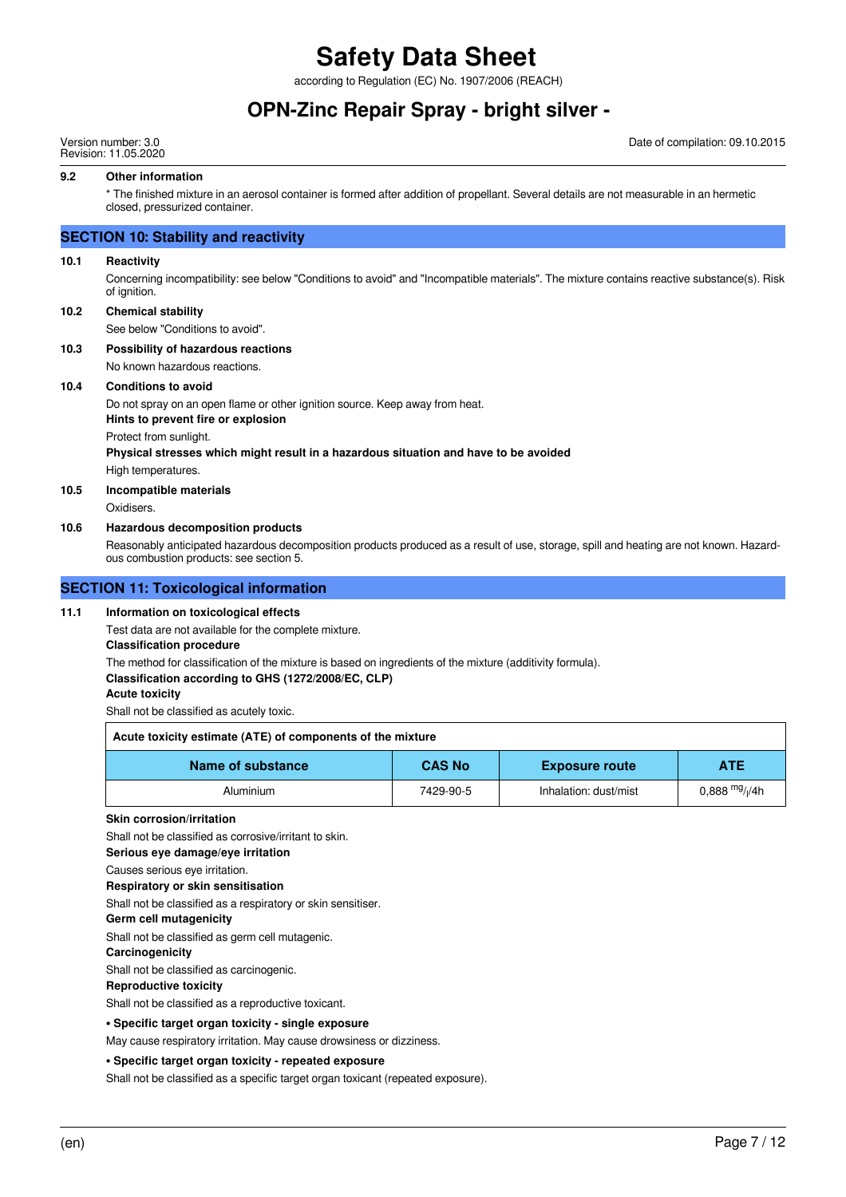### 9.2 Other information

\* The finished mixture in an aerosol container is formed after addition of propellant. Several details are not measurable in an hermetic closed, pressurized container.

## SECTION 10: Stability and reactivity

### 10.1 Reactivity

Concerning incompatibility: see below "Conditions to avoid" and "Incompatible materials". The mixture contains reactive substance(s). Risk of ignition.

### 10.2 Chemical stability

See below "Conditions to avoid".

### 10.3 Possibility of hazardous reactions

No known hazardous reactions.

### 10.4 Conditions to avoid

Do not spray on an open flame or other ignition source. Keep away from heat.

**Hints to prevent fire or explosion**

Protect from sunlight.

**Physical stresses which might result in a hazardous situation and have to be avoided**

High temperatures.

### 10.5 Incompatible materials

Oxidisers.

### 10.6 Hazardous decomposition products

Reasonably anticipated hazardous decomposition products produced as a result of use, storage, spill and heating are not known. Hazardous combustion products: see section 5.

## SECTION 11: Toxicological information

### 11.1 Information on toxicological effects

Test data are not available for the complete mixture.

**Classification procedure**

The method for classification of the mixture is based on ingredients of the mixture (additivity formula).

**Classification according to GHS (1272/2008/EC, CLP)**

**Acute toxicity**

Shall not be classified as acutely toxic.

**Acute toxicity estimate (ATE) of components of the mixture**

| Name of substance | CAS No | Exposure route | ATE |
|---|---|---|---|
| Aluminium | 7429-90-5 | Inhalation: dust/mist | 0,888 $^{mg}/_{l}$/4h |

**Skin corrosion/irritation**

Shall not be classified as corrosive/irritant to skin.

**Serious eye damage/eye irritation**

Causes serious eye irritation.

**Respiratory or skin sensitisation**

Shall not be classified as a respiratory or skin sensitiser.

**Germ cell mutagenicity**

Shall not be classified as germ cell mutagenic.

**Carcinogenicity**

Shall not be classified as carcinogenic.

**Reproductive toxicity**

Shall not be classified as a reproductive toxicant.

**• Specific target organ toxicity - single exposure**

May cause respiratory irritation. May cause drowsiness or dizziness.

**• Specific target organ toxicity - repeated exposure**

Shall not be classified as a specific target organ toxicant (repeated exposure).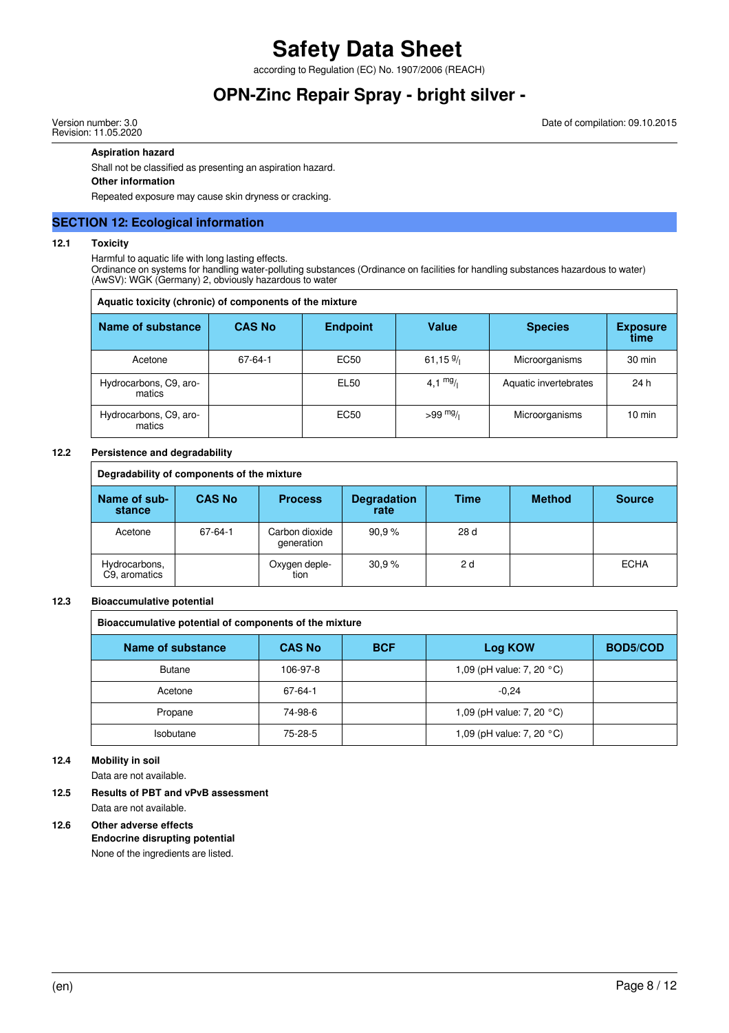**Aspiration hazard**

Shall not be classified as presenting an aspiration hazard.

**Other information**

Repeated exposure may cause skin dryness or cracking.

## SECTION 12: Ecological information

### 12.1 Toxicity

Harmful to aquatic life with long lasting effects.
Ordinance on systems for handling water-polluting substances (Ordinance on facilities for handling substances hazardous to water) (AwSV): WGK (Germany) 2, obviously hazardous to water

**Aquatic toxicity (chronic) of components of the mixture**

| Name of substance | CAS No | Endpoint | Value | Species | Exposure time |
|---|---|---|---|---|---|
| Acetone | 67-64-1 | EC50 | 61,15 g/l | Microorganisms | 30 min |
| Hydrocarbons, C9, aromatics | | EL50 | 4,1 mg/l | Aquatic invertebrates | 24 h |
| Hydrocarbons, C9, aromatics | | EC50 | >99 mg/l | Microorganisms | 10 min |

### 12.2 Persistence and degradability

**Degradability of components of the mixture**

| Name of substance | CAS No | Process | Degradation rate | Time | Method | Source |
|---|---|---|---|---|---|---|
| Acetone | 67-64-1 | Carbon dioxide generation | 90,9 % | 28 d | | |
| Hydrocarbons, C9, aromatics | | Oxygen depletion | 30,9 % | 2 d | | ECHA |

### 12.3 Bioaccumulative potential

**Bioaccumulative potential of components of the mixture**

| Name of substance | CAS No | BCF | Log KOW | BOD5/COD |
|---|---|---|---|---|
| Butane | 106-97-8 | | 1,09 (pH value: 7, 20 °C) | |
| Acetone | 67-64-1 | | -0,24 | |
| Propane | 74-98-6 | | 1,09 (pH value: 7, 20 °C) | |
| Isobutane | 75-28-5 | | 1,09 (pH value: 7, 20 °C) | |

### 12.4 Mobility in soil

Data are not available.

### 12.5 Results of PBT and vPvB assessment

Data are not available.

### 12.6 Other adverse effects

**Endocrine disrupting potential**

None of the ingredients are listed.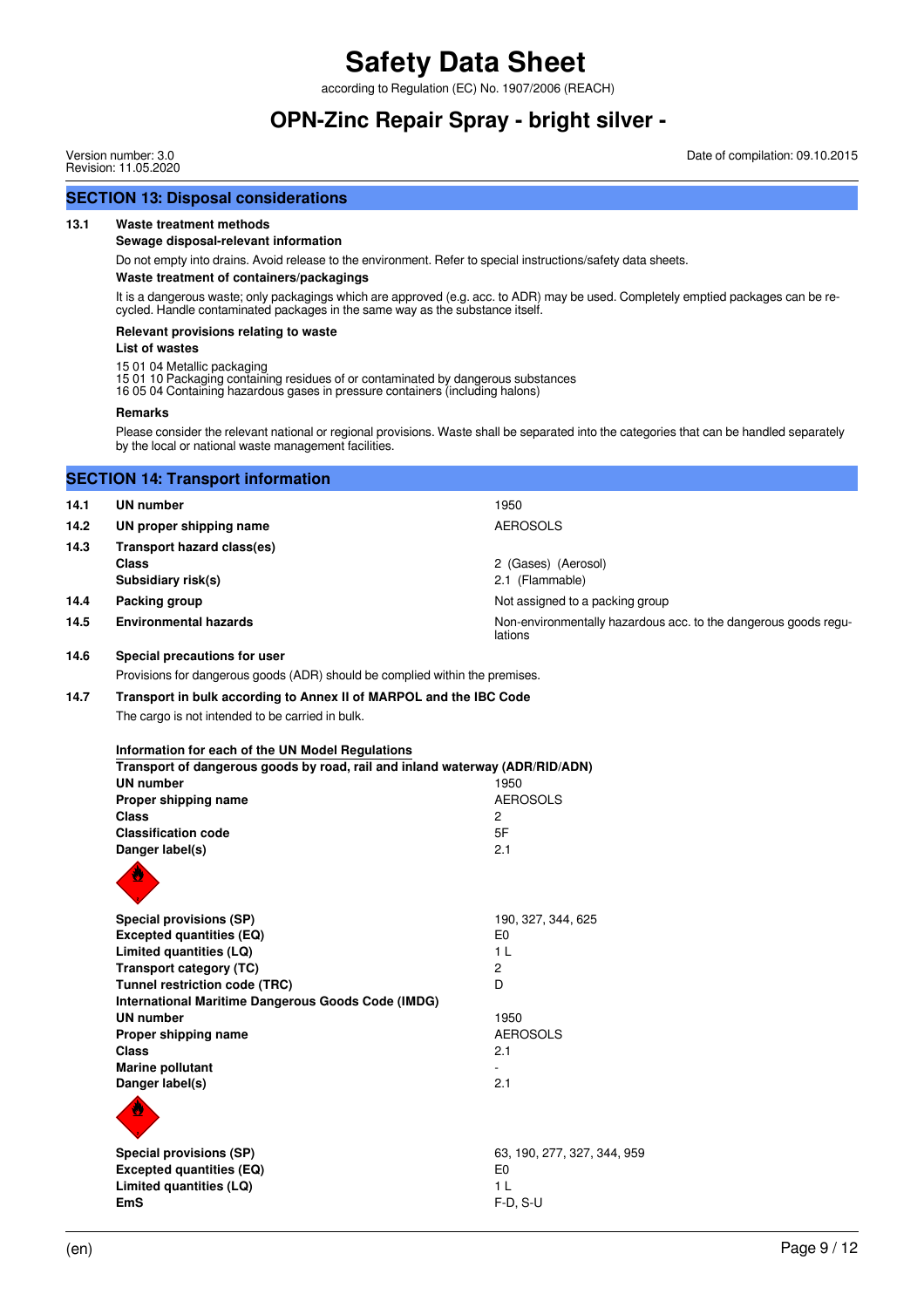## SECTION 13: Disposal considerations

**13.1 Waste treatment methods**

**Sewage disposal-relevant information**

Do not empty into drains. Avoid release to the environment. Refer to special instructions/safety data sheets.

**Waste treatment of containers/packagings**

It is a dangerous waste; only packagings which are approved (e.g. acc. to ADR) may be used. Completely emptied packages can be recycled. Handle contaminated packages in the same way as the substance itself.

**Relevant provisions relating to waste**

**List of wastes**

15 01 04 Metallic packaging
15 01 10 Packaging containing residues of or contaminated by dangerous substances
16 05 04 Containing hazardous gases in pressure containers (including halons)

**Remarks**

Please consider the relevant national or regional provisions. Waste shall be separated into the categories that can be handled separately by the local or national waste management facilities.

## SECTION 14: Transport information

| | | |
|---|---|---|
| **14.1** | **UN number** | 1950 |
| **14.2** | **UN proper shipping name** | AEROSOLS |
| **14.3** | **Transport hazard class(es)** | |
| | **Class** | 2 (Gases) (Aerosol) |
| | **Subsidiary risk(s)** | 2.1 (Flammable) |
| **14.4** | **Packing group** | Not assigned to a packing group |
| **14.5** | **Environmental hazards** | Non-environmentally hazardous acc. to the dangerous goods regulations |

**14.6 Special precautions for user**

Provisions for dangerous goods (ADR) should be complied within the premises.

**14.7 Transport in bulk according to Annex II of MARPOL and the IBC Code**

The cargo is not intended to be carried in bulk.

**Information for each of the UN Model Regulations**

**Transport of dangerous goods by road, rail and inland waterway (ADR/RID/ADN)**

| | |
|---|---|
| **UN number** | 1950 |
| **Proper shipping name** | AEROSOLS |
| **Class** | 2 |
| **Classification code** | 5F |
| **Danger label(s)** | 2.1 |
| **Special provisions (SP)** | 190, 327, 344, 625 |
| **Excepted quantities (EQ)** | E0 |
| **Limited quantities (LQ)** | 1 L |
| **Transport category (TC)** | 2 |
| **Tunnel restriction code (TRC)** | D |

**International Maritime Dangerous Goods Code (IMDG)**

| | |
|---|---|
| **UN number** | 1950 |
| **Proper shipping name** | AEROSOLS |
| **Class** | 2.1 |
| **Marine pollutant** | - |
| **Danger label(s)** | 2.1 |
| **Special provisions (SP)** | 63, 190, 277, 327, 344, 959 |
| **Excepted quantities (EQ)** | E0 |
| **Limited quantities (LQ)** | 1 L |
| **EmS** | F-D, S-U |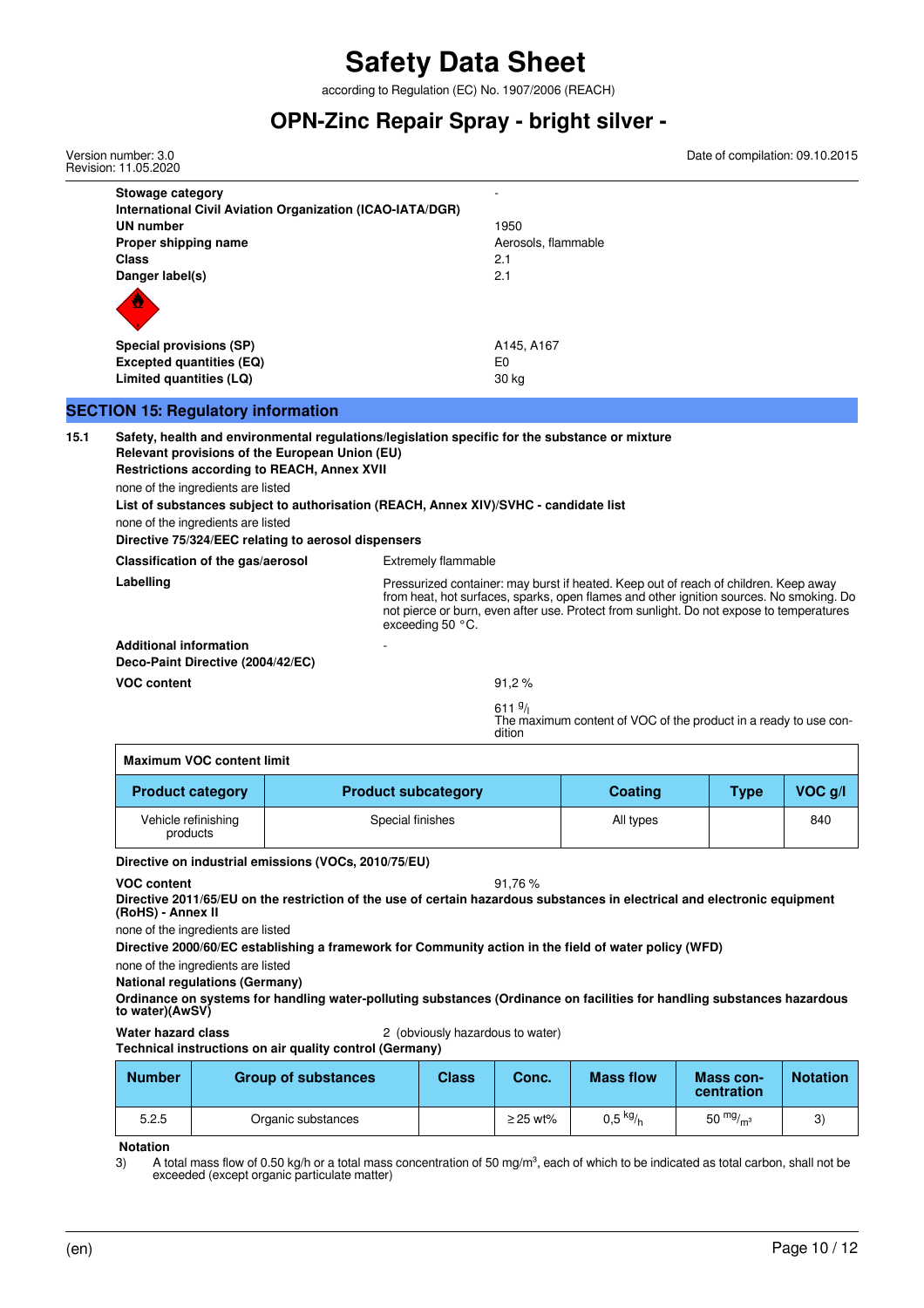| | |
|---|---|
| **Stowage category** | - |
| **International Civil Aviation Organization (ICAO-IATA/DGR)** | |
| **UN number** | 1950 |
| **Proper shipping name** | Aerosols, flammable |
| **Class** | 2.1 |
| **Danger label(s)** | 2.1 |
| **Special provisions (SP)** | A145, A167 |
| **Excepted quantities (EQ)** | E0 |
| **Limited quantities (LQ)** | 30 kg |

## SECTION 15: Regulatory information

**15.1 Safety, health and environmental regulations/legislation specific for the substance or mixture**

**Relevant provisions of the European Union (EU)**

**Restrictions according to REACH, Annex XVII**

none of the ingredients are listed

**List of substances subject to authorisation (REACH, Annex XIV)/SVHC - candidate list**

none of the ingredients are listed

**Directive 75/324/EEC relating to aerosol dispensers**

| | |
|---|---|
| **Classification of the gas/aerosol** | Extremely flammable |
| **Labelling** | Pressurized container: may burst if heated. Keep out of reach of children. Keep away from heat, hot surfaces, sparks, open flames and other ignition sources. No smoking. Do not pierce or burn, even after use. Protect from sunlight. Do not expose to temperatures exceeding 50 °C. |
| **Additional information** | - |

**Deco-Paint Directive (2004/42/EC)**

| | |
|---|---|
| **VOC content** | 91,2 % |
| | 611 g/l<br>The maximum content of VOC of the product in a ready to use condition |

**Maximum VOC content limit**

| Product category | Product subcategory | Coating | Type | VOC g/l |
|---|---|---|---|---|
| Vehicle refinishing products | Special finishes | All types | | 840 |

**Directive on industrial emissions (VOCs, 2010/75/EU)**

| | |
|---|---|
| **VOC content** | 91,76 % |

**Directive 2011/65/EU on the restriction of the use of certain hazardous substances in electrical and electronic equipment (RoHS) - Annex II**

none of the ingredients are listed

**Directive 2000/60/EC establishing a framework for Community action in the field of water policy (WFD)**

none of the ingredients are listed

**National regulations (Germany)**

**Ordinance on systems for handling water-polluting substances (Ordinance on facilities for handling substances hazardous to water)(AwSV)**

| | |
|---|---|
| **Water hazard class** | 2 (obviously hazardous to water) |

**Technical instructions on air quality control (Germany)**

| Number | Group of substances | Class | Conc. | Mass flow | Mass concentration | Notation |
|---|---|---|---|---|---|---|
| 5.2.5 | Organic substances | | ≥ 25 wt% | 0,5 kg/h | 50 mg/m³ | 3) |

**Notation**

3) A total mass flow of 0.50 kg/h or a total mass concentration of 50 mg/m³, each of which to be indicated as total carbon, shall not be exceeded (except organic particulate matter)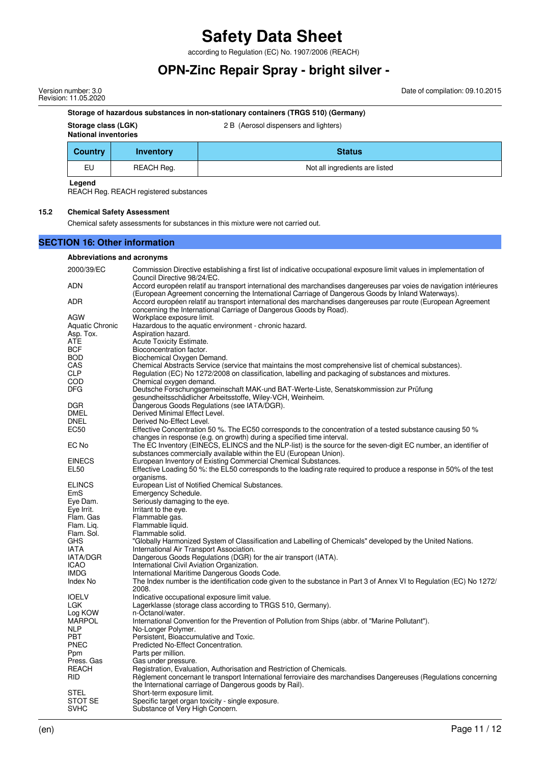**Storage of hazardous substances in non-stationary containers (TRGS 510) (Germany)**

**Storage class (LGK)** 2 B (Aerosol dispensers and lighters)

**National inventories**

| Country | Inventory | Status |
|---|---|---|
| EU | REACH Reg. | Not all ingredients are listed |

**Legend**

REACH Reg. REACH registered substances

### 15.2 Chemical Safety Assessment

Chemical safety assessments for substances in this mixture were not carried out.

## SECTION 16: Other information

**Abbreviations and acronyms**

| | |
|---|---|
| 2000/39/EC | Commission Directive establishing a first list of indicative occupational exposure limit values in implementation of Council Directive 98/24/EC. |
| ADN | Accord européen relatif au transport international des marchandises dangereuses par voies de navigation intérieures (European Agreement concerning the International Carriage of Dangerous Goods by Inland Waterways). |
| ADR | Accord européen relatif au transport international des marchandises dangereuses par route (European Agreement concerning the International Carriage of Dangerous Goods by Road). |
| AGW | Workplace exposure limit. |
| Aquatic Chronic | Hazardous to the aquatic environment - chronic hazard. |
| Asp. Tox. | Aspiration hazard. |
| ATE | Acute Toxicity Estimate. |
| BCF | Bioconcentration factor. |
| BOD | Biochemical Oxygen Demand. |
| CAS | Chemical Abstracts Service (service that maintains the most comprehensive list of chemical substances). |
| CLP | Regulation (EC) No 1272/2008 on classification, labelling and packaging of substances and mixtures. |
| COD | Chemical oxygen demand. |
| DFG | Deutsche Forschungsgemeinschaft MAK-und BAT-Werte-Liste, Senatskommission zur Prüfung gesundheitsschädlicher Arbeitsstoffe, Wiley-VCH, Weinheim. |
| DGR | Dangerous Goods Regulations (see IATA/DGR). |
| DMEL | Derived Minimal Effect Level. |
| DNEL | Derived No-Effect Level. |
| EC50 | Effective Concentration 50 %. The EC50 corresponds to the concentration of a tested substance causing 50 % changes in response (e.g. on growth) during a specified time interval. |
| EC No | The EC Inventory (EINECS, ELINCS and the NLP-list) is the source for the seven-digit EC number, an identifier of substances commercially available within the EU (European Union). |
| EINECS | European Inventory of Existing Commercial Chemical Substances. |
| EL50 | Effective Loading 50 %: the EL50 corresponds to the loading rate required to produce a response in 50% of the test organisms. |
| ELINCS | European List of Notified Chemical Substances. |
| EmS | Emergency Schedule. |
| Eye Dam. | Seriously damaging to the eye. |
| Eye Irrit. | Irritant to the eye. |
| Flam. Gas | Flammable gas. |
| Flam. Liq. | Flammable liquid. |
| Flam. Sol. | Flammable solid. |
| GHS | "Globally Harmonized System of Classification and Labelling of Chemicals" developed by the United Nations. |
| IATA | International Air Transport Association. |
| IATA/DGR | Dangerous Goods Regulations (DGR) for the air transport (IATA). |
| ICAO | International Civil Aviation Organization. |
| IMDG | International Maritime Dangerous Goods Code. |
| Index No | The Index number is the identification code given to the substance in Part 3 of Annex VI to Regulation (EC) No 1272/2008. |
| IOELV | Indicative occupational exposure limit value. |
| LGK | Lagerklasse (storage class according to TRGS 510, Germany). |
| Log KOW | n-Octanol/water. |
| MARPOL | International Convention for the Prevention of Pollution from Ships (abbr. of "Marine Pollutant"). |
| NLP | No-Longer Polymer. |
| PBT | Persistent, Bioaccumulative and Toxic. |
| PNEC | Predicted No-Effect Concentration. |
| Ppm | Parts per million. |
| Press. Gas | Gas under pressure. |
| REACH | Registration, Evaluation, Authorisation and Restriction of Chemicals. |
| RID | Règlement concernant le transport International ferroviaire des marchandises Dangereuses (Regulations concerning the International carriage of Dangerous goods by Rail). |
| STEL | Short-term exposure limit. |
| STOT SE | Specific target organ toxicity - single exposure. |
| SVHC | Substance of Very High Concern. |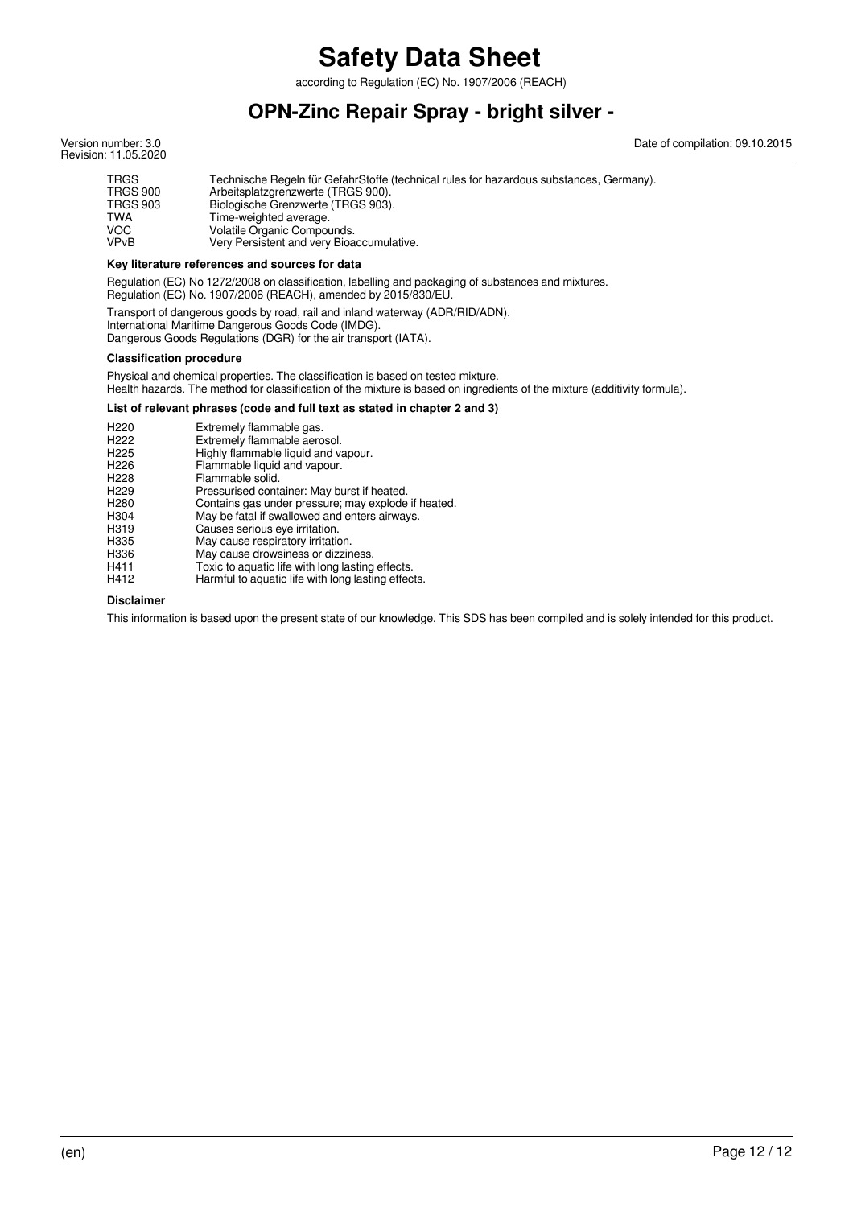| | |
|---|---|
| TRGS | Technische Regeln für GefahrStoffe (technical rules for hazardous substances, Germany). |
| TRGS 900 | Arbeitsplatzgrenzwerte (TRGS 900). |
| TRGS 903 | Biologische Grenzwerte (TRGS 903). |
| TWA | Time-weighted average. |
| VOC | Volatile Organic Compounds. |
| VPvB | Very Persistent and very Bioaccumulative. |

**Key literature references and sources for data**

Regulation (EC) No 1272/2008 on classification, labelling and packaging of substances and mixtures.
Regulation (EC) No. 1907/2006 (REACH), amended by 2015/830/EU.

Transport of dangerous goods by road, rail and inland waterway (ADR/RID/ADN).
International Maritime Dangerous Goods Code (IMDG).
Dangerous Goods Regulations (DGR) for the air transport (IATA).

**Classification procedure**

Physical and chemical properties. The classification is based on tested mixture.
Health hazards. The method for classification of the mixture is based on ingredients of the mixture (additivity formula).

**List of relevant phrases (code and full text as stated in chapter 2 and 3)**

| | |
|---|---|
| H220 | Extremely flammable gas. |
| H222 | Extremely flammable aerosol. |
| H225 | Highly flammable liquid and vapour. |
| H226 | Flammable liquid and vapour. |
| H228 | Flammable solid. |
| H229 | Pressurised container: May burst if heated. |
| H280 | Contains gas under pressure; may explode if heated. |
| H304 | May be fatal if swallowed and enters airways. |
| H319 | Causes serious eye irritation. |
| H335 | May cause respiratory irritation. |
| H336 | May cause drowsiness or dizziness. |
| H411 | Toxic to aquatic life with long lasting effects. |
| H412 | Harmful to aquatic life with long lasting effects. |

**Disclaimer**

This information is based upon the present state of our knowledge. This SDS has been compiled and is solely intended for this product.